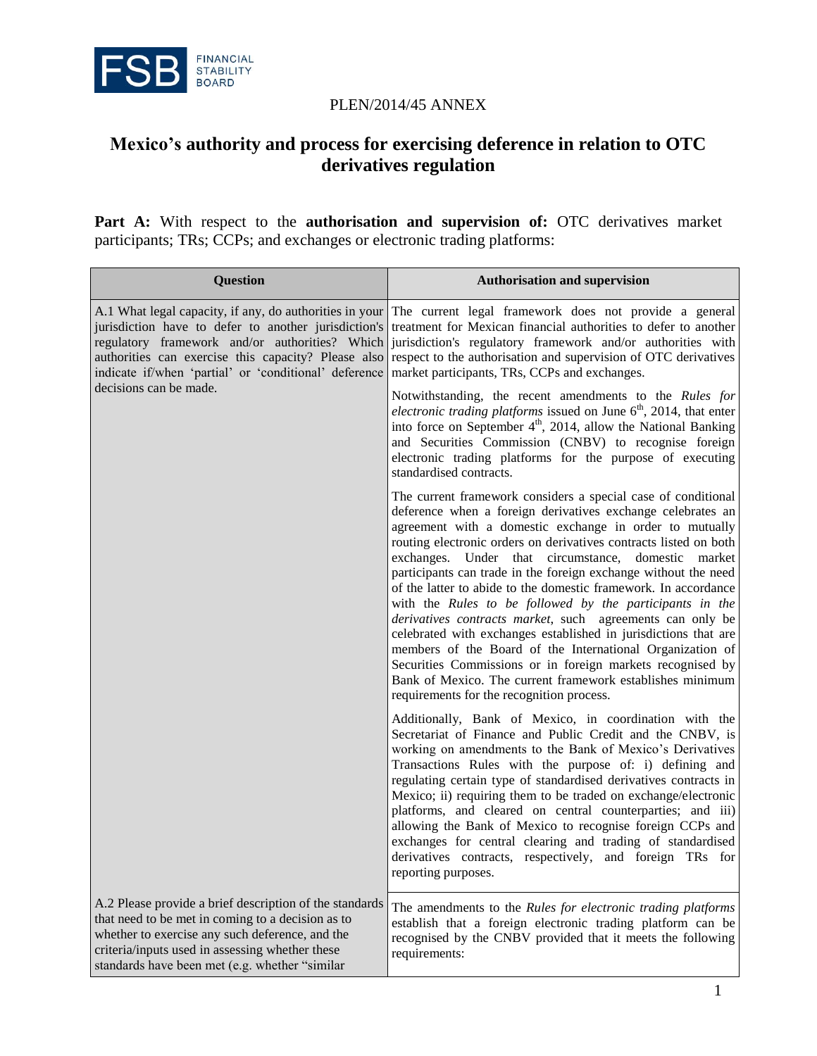PLEN/2014/45 ANNEX

# Mexico's authority and process for exercising deference in relation to OTC derivatives regulation

**Part A:** With respect to the **authorisation and supervision of:** OTC derivatives market participants; TRs; CCPs; and exchanges or electronic trading platforms:

| Question | Authorisation and supervision |
|---|---|
| A.1 What legal capacity, if any, do authorities in your jurisdiction have to defer to another jurisdiction's regulatory framework and/or authorities? Which authorities can exercise this capacity? Please also indicate if/when 'partial' or 'conditional' deference decisions can be made. | The current legal framework does not provide a general treatment for Mexican financial authorities to defer to another jurisdiction's regulatory framework and/or authorities with respect to the authorisation and supervision of OTC derivatives market participants, TRs, CCPs and exchanges.<br><br>Notwithstanding, the recent amendments to the *Rules for electronic trading platforms* issued on June 6th, 2014, that enter into force on September 4th, 2014, allow the National Banking and Securities Commission (CNBV) to recognise foreign electronic trading platforms for the purpose of executing standardised contracts.<br><br>The current framework considers a special case of conditional deference when a foreign derivatives exchange celebrates an agreement with a domestic exchange in order to mutually routing electronic orders on derivatives contracts listed on both exchanges. Under that circumstance, domestic market participants can trade in the foreign exchange without the need of the latter to abide to the domestic framework. In accordance with the *Rules to be followed by the participants in the derivatives contracts market*, such agreements can only be celebrated with exchanges established in jurisdictions that are members of the Board of the International Organization of Securities Commissions or in foreign markets recognised by Bank of Mexico. The current framework establishes minimum requirements for the recognition process.<br><br>Additionally, Bank of Mexico, in coordination with the Secretariat of Finance and Public Credit and the CNBV, is working on amendments to the Bank of Mexico's Derivatives Transactions Rules with the purpose of: i) defining and regulating certain type of standardised derivatives contracts in Mexico; ii) requiring them to be traded on exchange/electronic platforms, and cleared on central counterparties; and iii) allowing the Bank of Mexico to recognise foreign CCPs and exchanges for central clearing and trading of standardised derivatives contracts, respectively, and foreign TRs for reporting purposes. |
| A.2 Please provide a brief description of the standards that need to be met in coming to a decision as to whether to exercise any such deference, and the criteria/inputs used in assessing whether these standards have been met (e.g. whether "similar | The amendments to the *Rules for electronic trading platforms* establish that a foreign electronic trading platform can be recognised by the CNBV provided that it meets the following requirements: |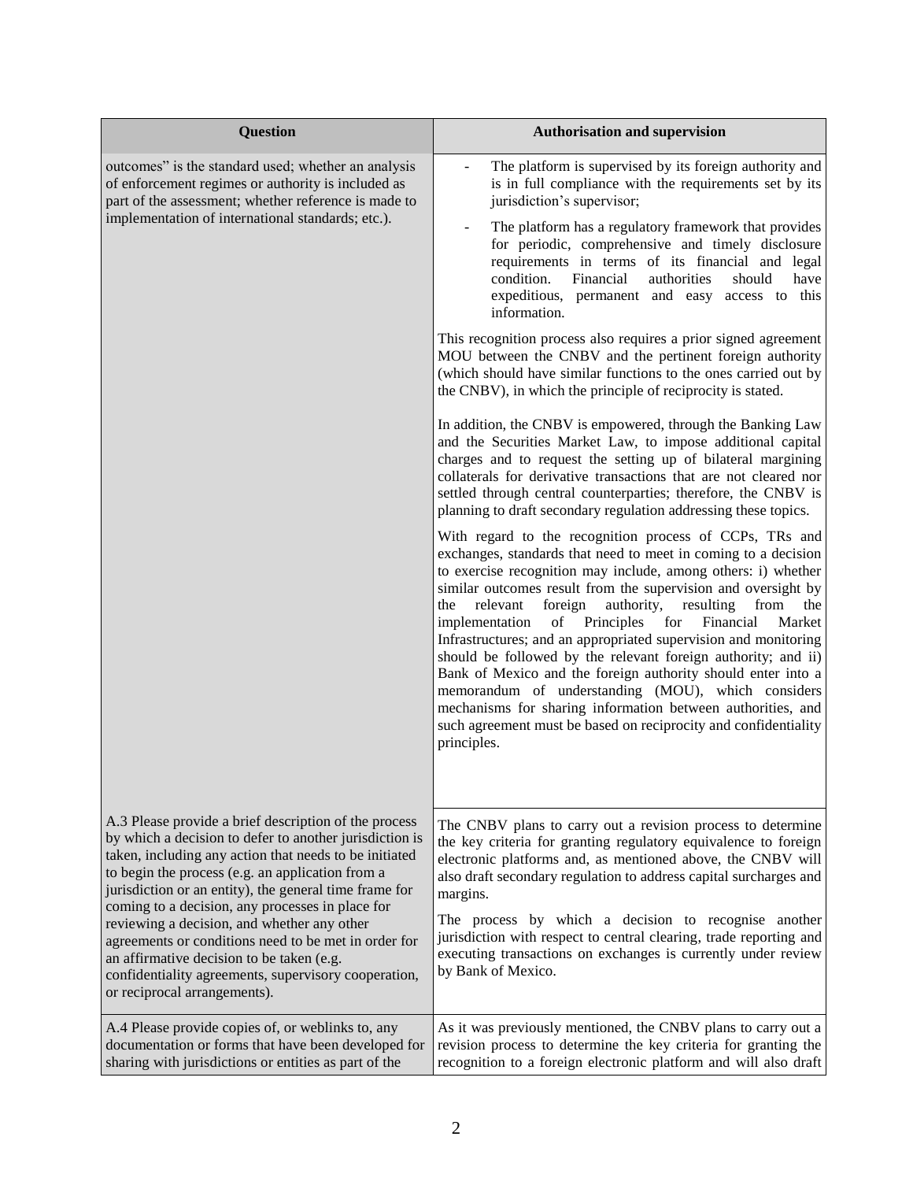| Question | Authorisation and supervision |
|---|---|
| outcomes" is the standard used; whether an analysis of enforcement regimes or authority is included as part of the assessment; whether reference is made to implementation of international standards; etc.). | - The platform is supervised by its foreign authority and is in full compliance with the requirements set by its jurisdiction's supervisor;<br>- The platform has a regulatory framework that provides for periodic, comprehensive and timely disclosure requirements in terms of its financial and legal condition. Financial authorities should have expeditious, permanent and easy access to this information.<br><br>This recognition process also requires a prior signed agreement MOU between the CNBV and the pertinent foreign authority (which should have similar functions to the ones carried out by the CNBV), in which the principle of reciprocity is stated.<br><br>In addition, the CNBV is empowered, through the Banking Law and the Securities Market Law, to impose additional capital charges and to request the setting up of bilateral margining collaterals for derivative transactions that are not cleared nor settled through central counterparties; therefore, the CNBV is planning to draft secondary regulation addressing these topics.<br><br>With regard to the recognition process of CCPs, TRs and exchanges, standards that need to meet in coming to a decision to exercise recognition may include, among others: i) whether similar outcomes result from the supervision and oversight by the relevant foreign authority, resulting from the implementation of Principles for Financial Market Infrastructures; and an appropriated supervision and monitoring should be followed by the relevant foreign authority; and ii) Bank of Mexico and the foreign authority should enter into a memorandum of understanding (MOU), which considers mechanisms for sharing information between authorities, and such agreement must be based on reciprocity and confidentiality principles. |
| A.3 Please provide a brief description of the process by which a decision to defer to another jurisdiction is taken, including any action that needs to be initiated to begin the process (e.g. an application from a jurisdiction or an entity), the general time frame for coming to a decision, any processes in place for reviewing a decision, and whether any other agreements or conditions need to be met in order for an affirmative decision to be taken (e.g. confidentiality agreements, supervisory cooperation, or reciprocal arrangements). | The CNBV plans to carry out a revision process to determine the key criteria for granting regulatory equivalence to foreign electronic platforms and, as mentioned above, the CNBV will also draft secondary regulation to address capital surcharges and margins.<br><br>The process by which a decision to recognise another jurisdiction with respect to central clearing, trade reporting and executing transactions on exchanges is currently under review by Bank of Mexico. |
| A.4 Please provide copies of, or weblinks to, any documentation or forms that have been developed for sharing with jurisdictions or entities as part of the | As it was previously mentioned, the CNBV plans to carry out a revision process to determine the key criteria for granting the recognition to a foreign electronic platform and will also draft |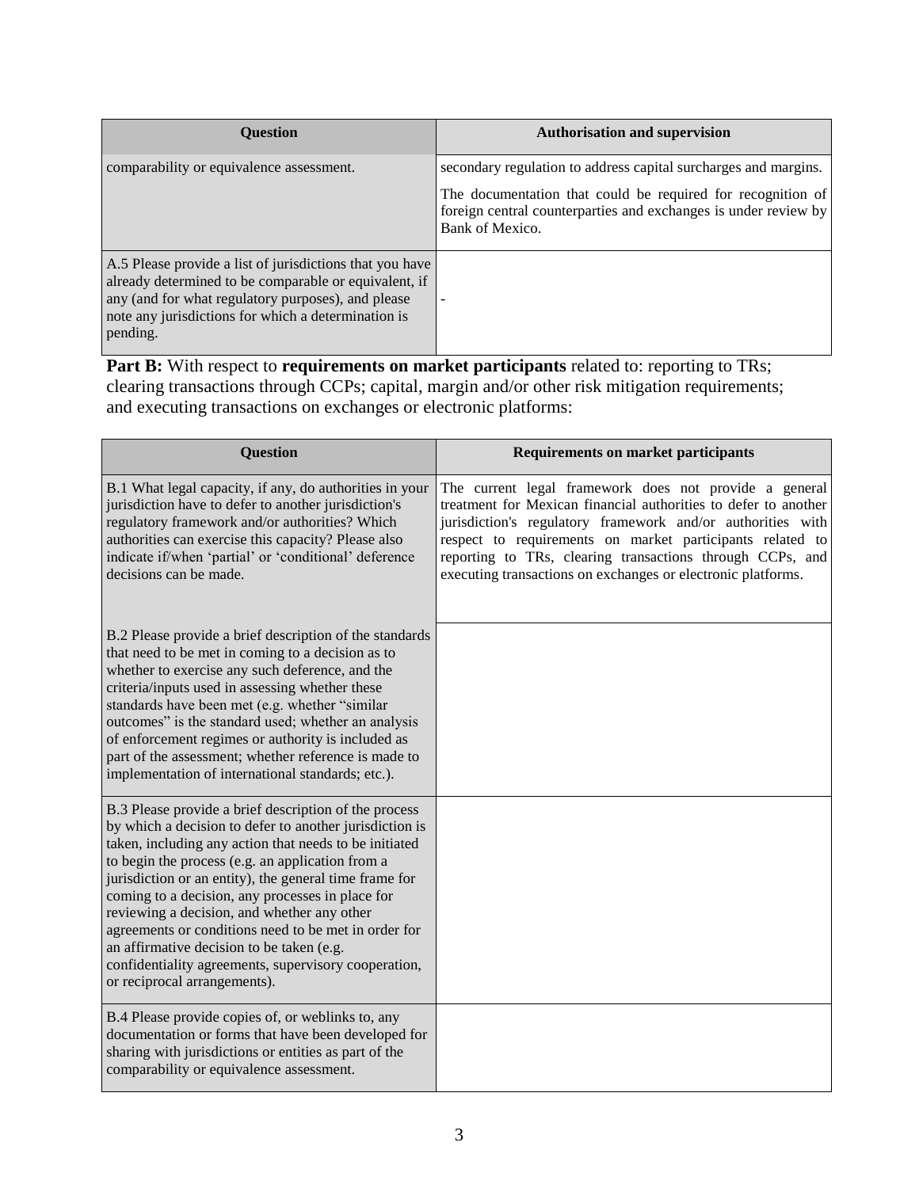| Question | Authorisation and supervision |
|---|---|
| comparability or equivalence assessment. | secondary regulation to address capital surcharges and margins.<br><br>The documentation that could be required for recognition of foreign central counterparties and exchanges is under review by Bank of Mexico. |
| A.5 Please provide a list of jurisdictions that you have already determined to be comparable or equivalent, if any (and for what regulatory purposes), and please note any jurisdictions for which a determination is pending. | - |

**Part B:** With respect to **requirements on market participants** related to: reporting to TRs; clearing transactions through CCPs; capital, margin and/or other risk mitigation requirements; and executing transactions on exchanges or electronic platforms:

| Question | Requirements on market participants |
|---|---|
| B.1 What legal capacity, if any, do authorities in your jurisdiction have to defer to another jurisdiction's regulatory framework and/or authorities? Which authorities can exercise this capacity? Please also indicate if/when 'partial' or 'conditional' deference decisions can be made. | The current legal framework does not provide a general treatment for Mexican financial authorities to defer to another jurisdiction's regulatory framework and/or authorities with respect to requirements on market participants related to reporting to TRs, clearing transactions through CCPs, and executing transactions on exchanges or electronic platforms. |
| B.2 Please provide a brief description of the standards that need to be met in coming to a decision as to whether to exercise any such deference, and the criteria/inputs used in assessing whether these standards have been met (e.g. whether "similar outcomes" is the standard used; whether an analysis of enforcement regimes or authority is included as part of the assessment; whether reference is made to implementation of international standards; etc.). | |
| B.3 Please provide a brief description of the process by which a decision to defer to another jurisdiction is taken, including any action that needs to be initiated to begin the process (e.g. an application from a jurisdiction or an entity), the general time frame for coming to a decision, any processes in place for reviewing a decision, and whether any other agreements or conditions need to be met in order for an affirmative decision to be taken (e.g. confidentiality agreements, supervisory cooperation, or reciprocal arrangements). | |
| B.4 Please provide copies of, or weblinks to, any documentation or forms that have been developed for sharing with jurisdictions or entities as part of the comparability or equivalence assessment. | |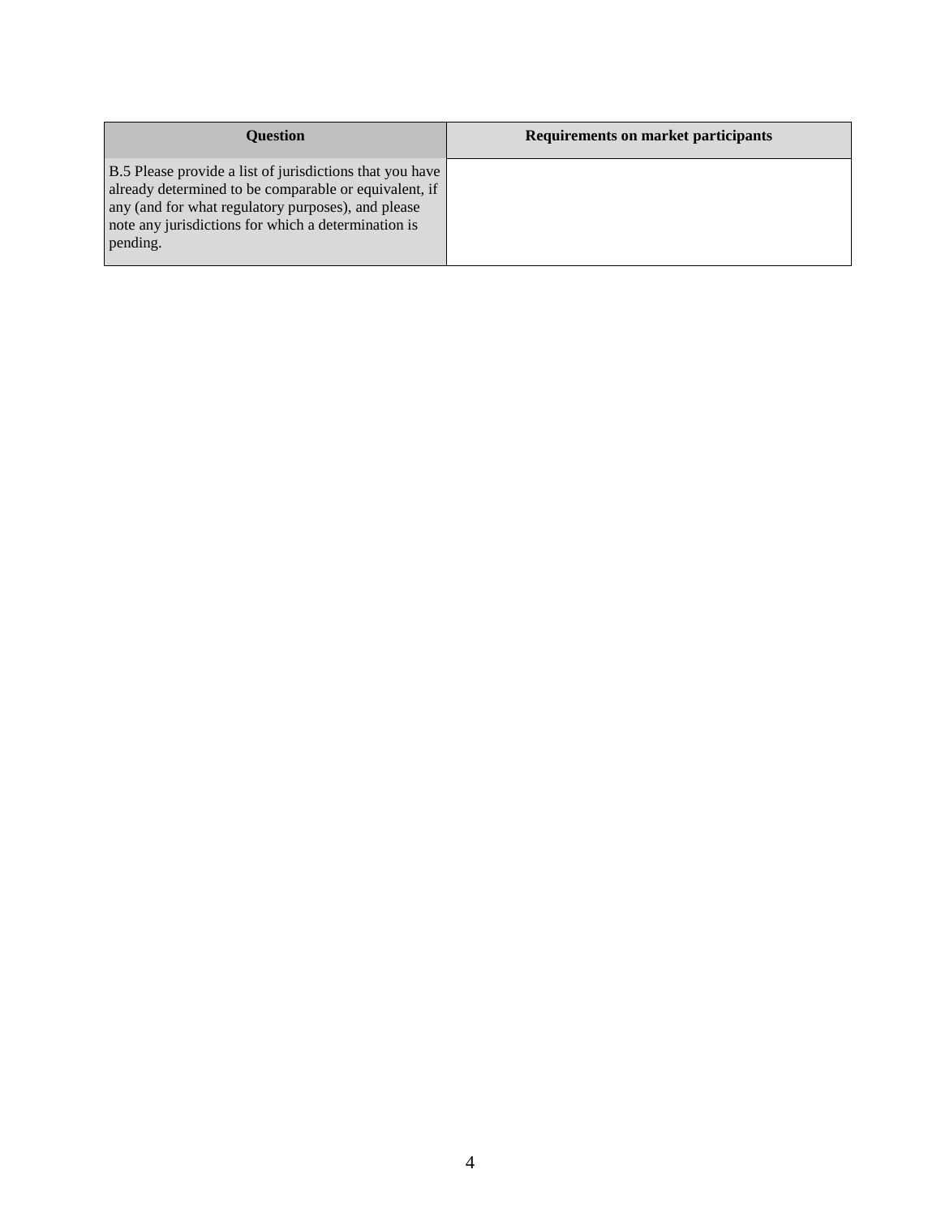| Question | Requirements on market participants |
| --- | --- |
| B.5 Please provide a list of jurisdictions that you have already determined to be comparable or equivalent, if any (and for what regulatory purposes), and please note any jurisdictions for which a determination is pending. | |